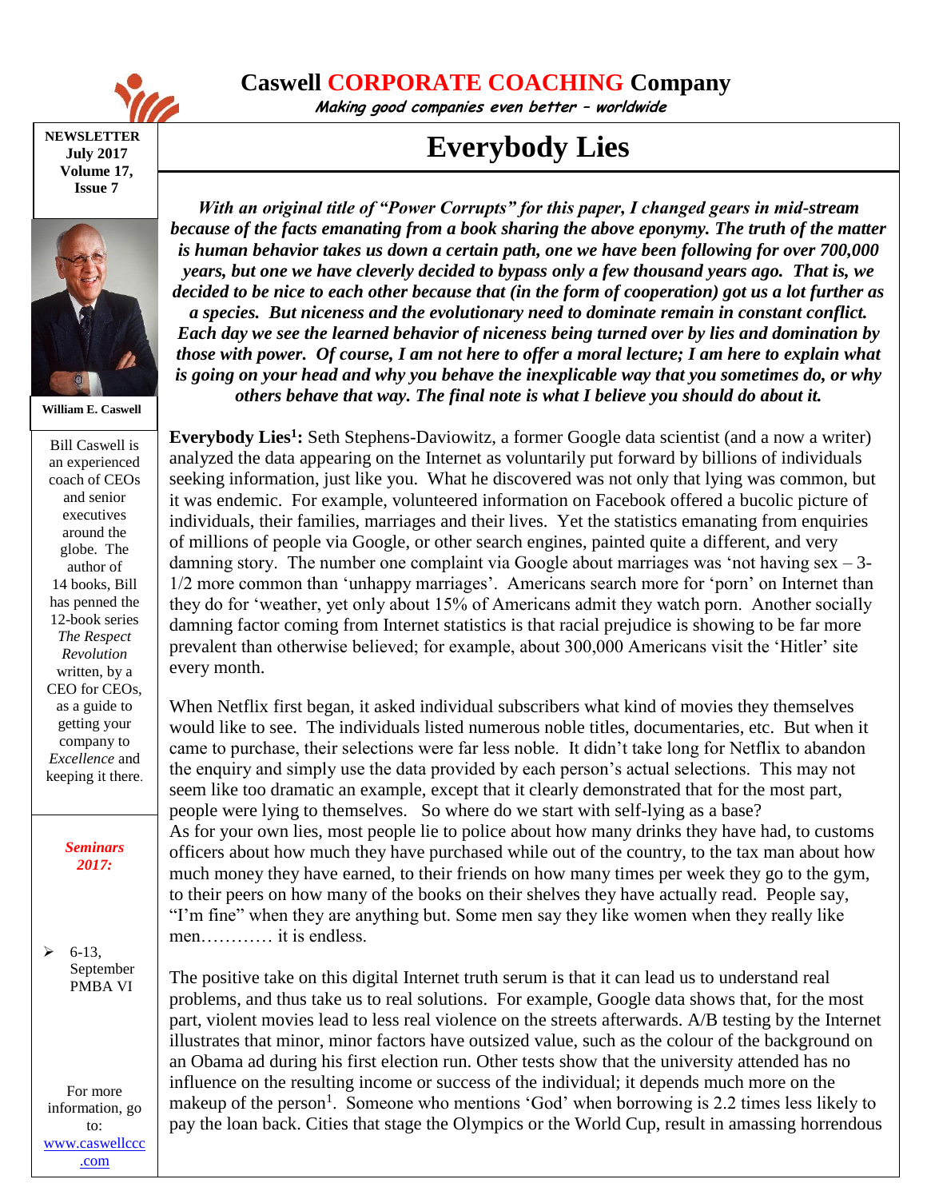# Caswell CORPORATE COACHING Company

*Making good companies even better – worldwide*

**NEWSLETTER**
**July 2017**
**Volume 17, Issue 7**

**William E. Caswell**

Bill Caswell is an experienced coach of CEOs and senior executives around the globe. The author of 14 books, Bill has penned the 12-book series *The Respect Revolution* written, by a CEO for CEOs, as a guide to getting your company to *Excellence* and keeping it there.

***Seminars 2017:***

- 6-13, September PMBA VI

For more information, go to: www.caswellccc.com

# Everybody Lies

***With an original title of "Power Corrupts" for this paper, I changed gears in mid-stream because of the facts emanating from a book sharing the above eponymy. The truth of the matter is human behavior takes us down a certain path, one we have been following for over 700,000 years, but one we have cleverly decided to bypass only a few thousand years ago. That is, we decided to be nice to each other because that (in the form of cooperation) got us a lot further as a species. But niceness and the evolutionary need to dominate remain in constant conflict. Each day we see the learned behavior of niceness being turned over by lies and domination by those with power. Of course, I am not here to offer a moral lecture; I am here to explain what is going on your head and why you behave the inexplicable way that you sometimes do, or why others behave that way. The final note is what I believe you should do about it.***

**Everybody Lies[1]:** Seth Stephens-Daviowitz, a former Google data scientist (and a now a writer) analyzed the data appearing on the Internet as voluntarily put forward by billions of individuals seeking information, just like you. What he discovered was not only that lying was common, but it was endemic. For example, volunteered information on Facebook offered a bucolic picture of individuals, their families, marriages and their lives. Yet the statistics emanating from enquiries of millions of people via Google, or other search engines, painted quite a different, and very damning story. The number one complaint via Google about marriages was 'not having sex – 3-1/2 more common than 'unhappy marriages'. Americans search more for 'porn' on Internet than they do for 'weather, yet only about 15% of Americans admit they watch porn. Another socially damning factor coming from Internet statistics is that racial prejudice is showing to be far more prevalent than otherwise believed; for example, about 300,000 Americans visit the 'Hitler' site every month.

When Netflix first began, it asked individual subscribers what kind of movies they themselves would like to see. The individuals listed numerous noble titles, documentaries, etc. But when it came to purchase, their selections were far less noble. It didn't take long for Netflix to abandon the enquiry and simply use the data provided by each person's actual selections. This may not seem like too dramatic an example, except that it clearly demonstrated that for the most part, people were lying to themselves. So where do we start with self-lying as a base?
As for your own lies, most people lie to police about how many drinks they have had, to customs officers about how much they have purchased while out of the country, to the tax man about how much money they have earned, to their friends on how many times per week they go to the gym, to their peers on how many of the books on their shelves they have actually read. People say, "I'm fine" when they are anything but. Some men say they like women when they really like men………… it is endless.

The positive take on this digital Internet truth serum is that it can lead us to understand real problems, and thus take us to real solutions. For example, Google data shows that, for the most part, violent movies lead to less real violence on the streets afterwards. A/B testing by the Internet illustrates that minor, minor factors have outsized value, such as the colour of the background on an Obama ad during his first election run. Other tests show that the university attended has no influence on the resulting income or success of the individual; it depends much more on the makeup of the person[1]. Someone who mentions 'God' when borrowing is 2.2 times less likely to pay the loan back. Cities that stage the Olympics or the World Cup, result in amassing horrendous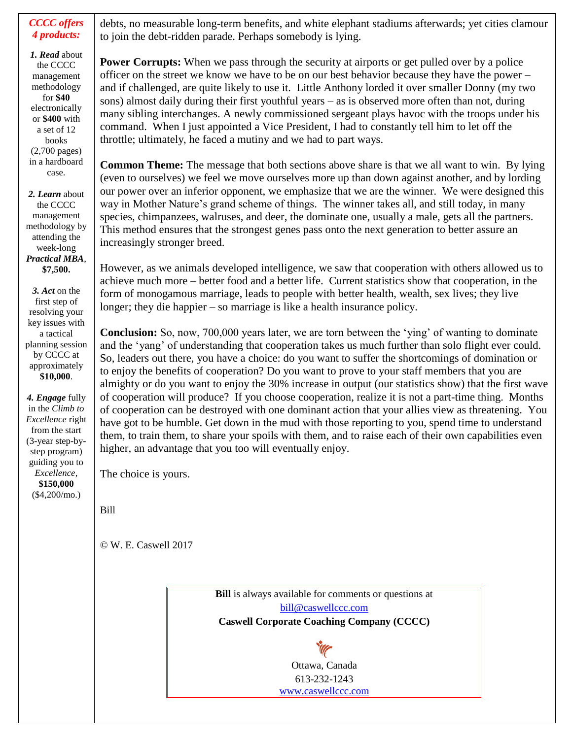**_CCCC offers 4 products:_**

***1. Read*** about the CCCC management methodology for **$40** electronically or **$400** with a set of 12 books (2,700 pages) in a hardboard case.

***2. Learn*** about the CCCC management methodology by attending the week-long ***Practical MBA***, **$7,500.**

***3. Act*** on the first step of resolving your key issues with a tactical planning session by CCCC at approximately **$10,000**.

***4. Engage*** fully in the *Climb to Excellence* right from the start (3-year step-by-step program) guiding you to *Excellence*, **$150,000** ($4,200/mo.)

debts, no measurable long-term benefits, and white elephant stadiums afterwards; yet cities clamour to join the debt-ridden parade. Perhaps somebody is lying.

**Power Corrupts:** When we pass through the security at airports or get pulled over by a police officer on the street we know we have to be on our best behavior because they have the power – and if challenged, are quite likely to use it. Little Anthony lorded it over smaller Donny (my two sons) almost daily during their first youthful years – as is observed more often than not, during many sibling interchanges. A newly commissioned sergeant plays havoc with the troops under his command. When I just appointed a Vice President, I had to constantly tell him to let off the throttle; ultimately, he faced a mutiny and we had to part ways.

**Common Theme:** The message that both sections above share is that we all want to win. By lying (even to ourselves) we feel we move ourselves more up than down against another, and by lording our power over an inferior opponent, we emphasize that we are the winner. We were designed this way in Mother Nature's grand scheme of things. The winner takes all, and still today, in many species, chimpanzees, walruses, and deer, the dominate one, usually a male, gets all the partners. This method ensures that the strongest genes pass onto the next generation to better assure an increasingly stronger breed.

However, as we animals developed intelligence, we saw that cooperation with others allowed us to achieve much more – better food and a better life. Current statistics show that cooperation, in the form of monogamous marriage, leads to people with better health, wealth, sex lives; they live longer; they die happier – so marriage is like a health insurance policy.

**Conclusion:** So, now, 700,000 years later, we are torn between the 'ying' of wanting to dominate and the 'yang' of understanding that cooperation takes us much further than solo flight ever could. So, leaders out there, you have a choice: do you want to suffer the shortcomings of domination or to enjoy the benefits of cooperation? Do you want to prove to your staff members that you are almighty or do you want to enjoy the 30% increase in output (our statistics show) that the first wave of cooperation will produce? If you choose cooperation, realize it is not a part-time thing. Months of cooperation can be destroyed with one dominant action that your allies view as threatening. You have got to be humble. Get down in the mud with those reporting to you, spend time to understand them, to train them, to share your spoils with them, and to raise each of their own capabilities even higher, an advantage that you too will eventually enjoy.

The choice is yours.

Bill

© W. E. Caswell 2017

**Bill** is always available for comments or questions at
bill@caswellccc.com
**Caswell Corporate Coaching Company (CCCC)**

Ottawa, Canada
613-232-1243
www.caswellccc.com